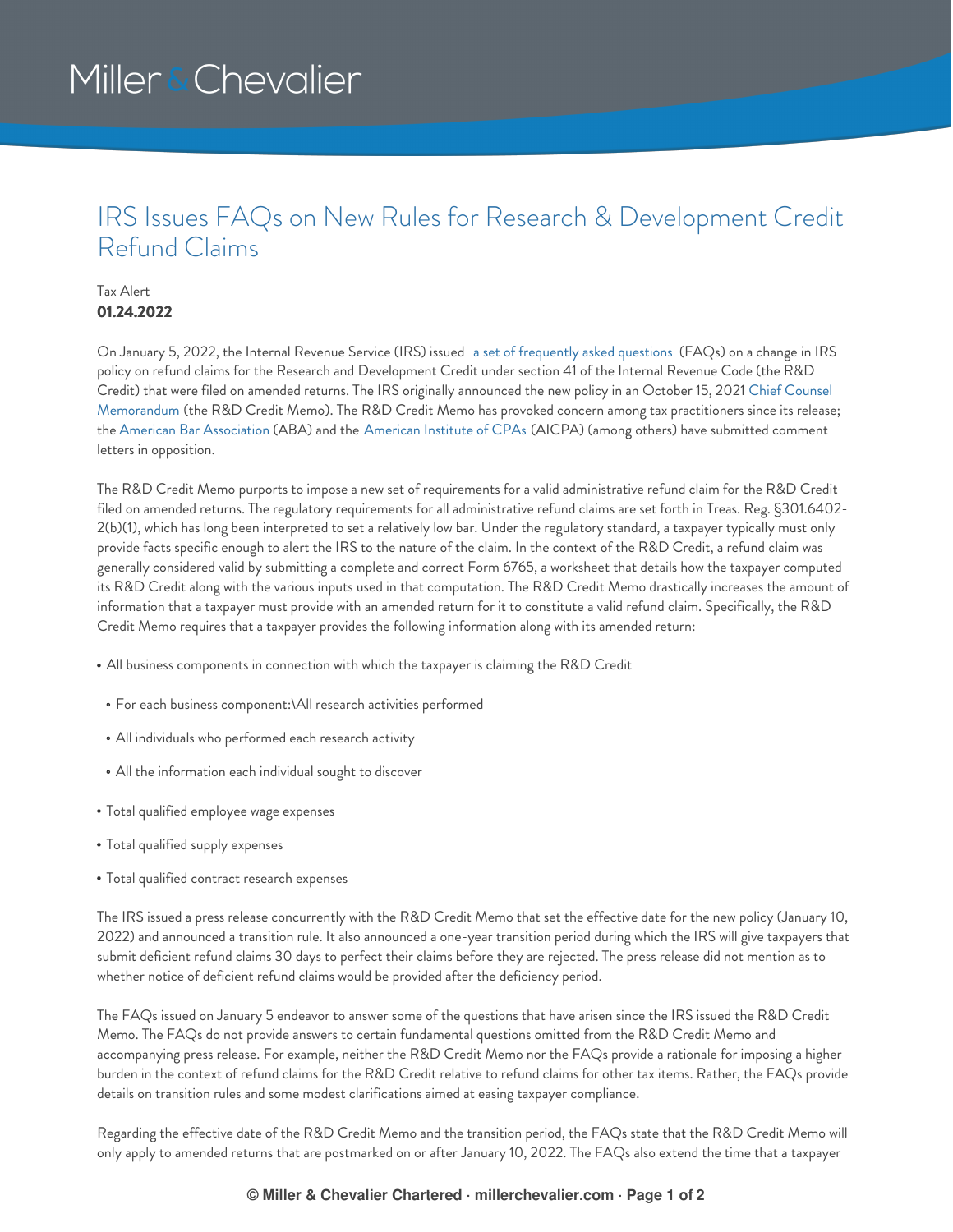# IRS Issues FAQs on New Rules for Research & Development Credit Refund Claims

Tax Alert
**01.24.2022**

On January 5, 2022, the Internal Revenue Service (IRS) issued a set of frequently asked questions (FAQs) on a change in IRS policy on refund claims for the Research and Development Credit under section 41 of the Internal Revenue Code (the R&D Credit) that were filed on amended returns. The IRS originally announced the new policy in an October 15, 2021 Chief Counsel Memorandum (the R&D Credit Memo). The R&D Credit Memo has provoked concern among tax practitioners since its release; the American Bar Association (ABA) and the American Institute of CPAs (AICPA) (among others) have submitted comment letters in opposition.

The R&D Credit Memo purports to impose a new set of requirements for a valid administrative refund claim for the R&D Credit filed on amended returns. The regulatory requirements for all administrative refund claims are set forth in Treas. Reg. §301.6402-2(b)(1), which has long been interpreted to set a relatively low bar. Under the regulatory standard, a taxpayer typically must only provide facts specific enough to alert the IRS to the nature of the claim. In the context of the R&D Credit, a refund claim was generally considered valid by submitting a complete and correct Form 6765, a worksheet that details how the taxpayer computed its R&D Credit along with the various inputs used in that computation. The R&D Credit Memo drastically increases the amount of information that a taxpayer must provide with an amended return for it to constitute a valid refund claim. Specifically, the R&D Credit Memo requires that a taxpayer provides the following information along with its amended return:

- All business components in connection with which the taxpayer is claiming the R&D Credit
  - For each business component:\All research activities performed
  - All individuals who performed each research activity
  - All the information each individual sought to discover
- Total qualified employee wage expenses
- Total qualified supply expenses
- Total qualified contract research expenses

The IRS issued a press release concurrently with the R&D Credit Memo that set the effective date for the new policy (January 10, 2022) and announced a transition rule. It also announced a one-year transition period during which the IRS will give taxpayers that submit deficient refund claims 30 days to perfect their claims before they are rejected. The press release did not mention as to whether notice of deficient refund claims would be provided after the deficiency period.

The FAQs issued on January 5 endeavor to answer some of the questions that have arisen since the IRS issued the R&D Credit Memo. The FAQs do not provide answers to certain fundamental questions omitted from the R&D Credit Memo and accompanying press release. For example, neither the R&D Credit Memo nor the FAQs provide a rationale for imposing a higher burden in the context of refund claims for the R&D Credit relative to refund claims for other tax items. Rather, the FAQs provide details on transition rules and some modest clarifications aimed at easing taxpayer compliance.

Regarding the effective date of the R&D Credit Memo and the transition period, the FAQs state that the R&D Credit Memo will only apply to amended returns that are postmarked on or after January 10, 2022. The FAQs also extend the time that a taxpayer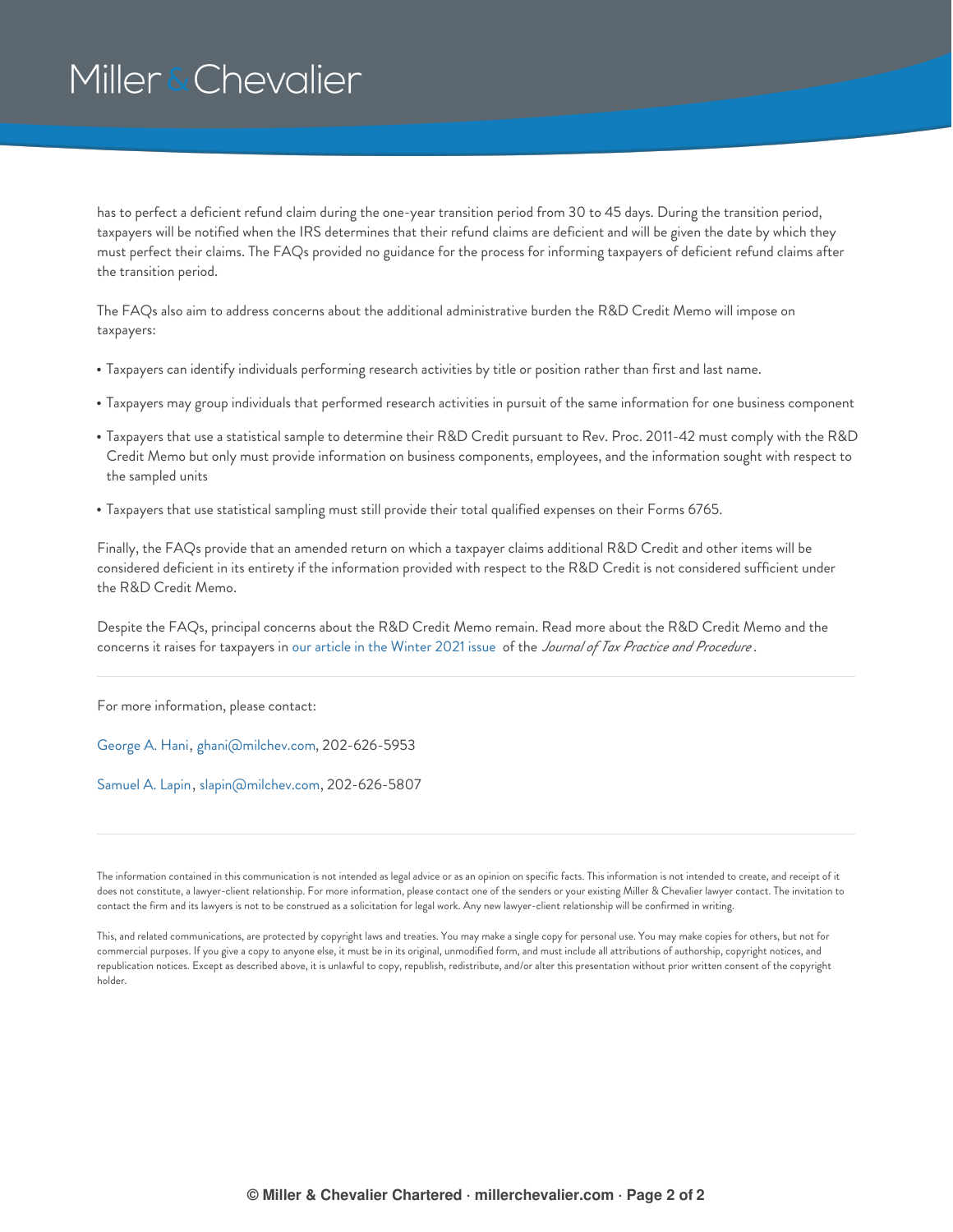has to perfect a deficient refund claim during the one-year transition period from 30 to 45 days. During the transition period, taxpayers will be notified when the IRS determines that their refund claims are deficient and will be given the date by which they must perfect their claims. The FAQs provided no guidance for the process for informing taxpayers of deficient refund claims after the transition period.

The FAQs also aim to address concerns about the additional administrative burden the R&D Credit Memo will impose on taxpayers:

- Taxpayers can identify individuals performing research activities by title or position rather than first and last name.
- Taxpayers may group individuals that performed research activities in pursuit of the same information for one business component
- Taxpayers that use a statistical sample to determine their R&D Credit pursuant to Rev. Proc. 2011-42 must comply with the R&D Credit Memo but only must provide information on business components, employees, and the information sought with respect to the sampled units
- Taxpayers that use statistical sampling must still provide their total qualified expenses on their Forms 6765.

Finally, the FAQs provide that an amended return on which a taxpayer claims additional R&D Credit and other items will be considered deficient in its entirety if the information provided with respect to the R&D Credit is not considered sufficient under the R&D Credit Memo.

Despite the FAQs, principal concerns about the R&D Credit Memo remain. Read more about the R&D Credit Memo and the concerns it raises for taxpayers in our article in the Winter 2021 issue of the *Journal of Tax Practice and Procedure*.

---

For more information, please contact:

George A. Hani, ghani@milchev.com, 202-626-5953

Samuel A. Lapin, slapin@milchev.com, 202-626-5807

---

The information contained in this communication is not intended as legal advice or as an opinion on specific facts. This information is not intended to create, and receipt of it does not constitute, a lawyer-client relationship. For more information, please contact one of the senders or your existing Miller & Chevalier lawyer contact. The invitation to contact the firm and its lawyers is not to be construed as a solicitation for legal work. Any new lawyer-client relationship will be confirmed in writing.

This, and related communications, are protected by copyright laws and treaties. You may make a single copy for personal use. You may make copies for others, but not for commercial purposes. If you give a copy to anyone else, it must be in its original, unmodified form, and must include all attributions of authorship, copyright notices, and republication notices. Except as described above, it is unlawful to copy, republish, redistribute, and/or alter this presentation without prior written consent of the copyright holder.